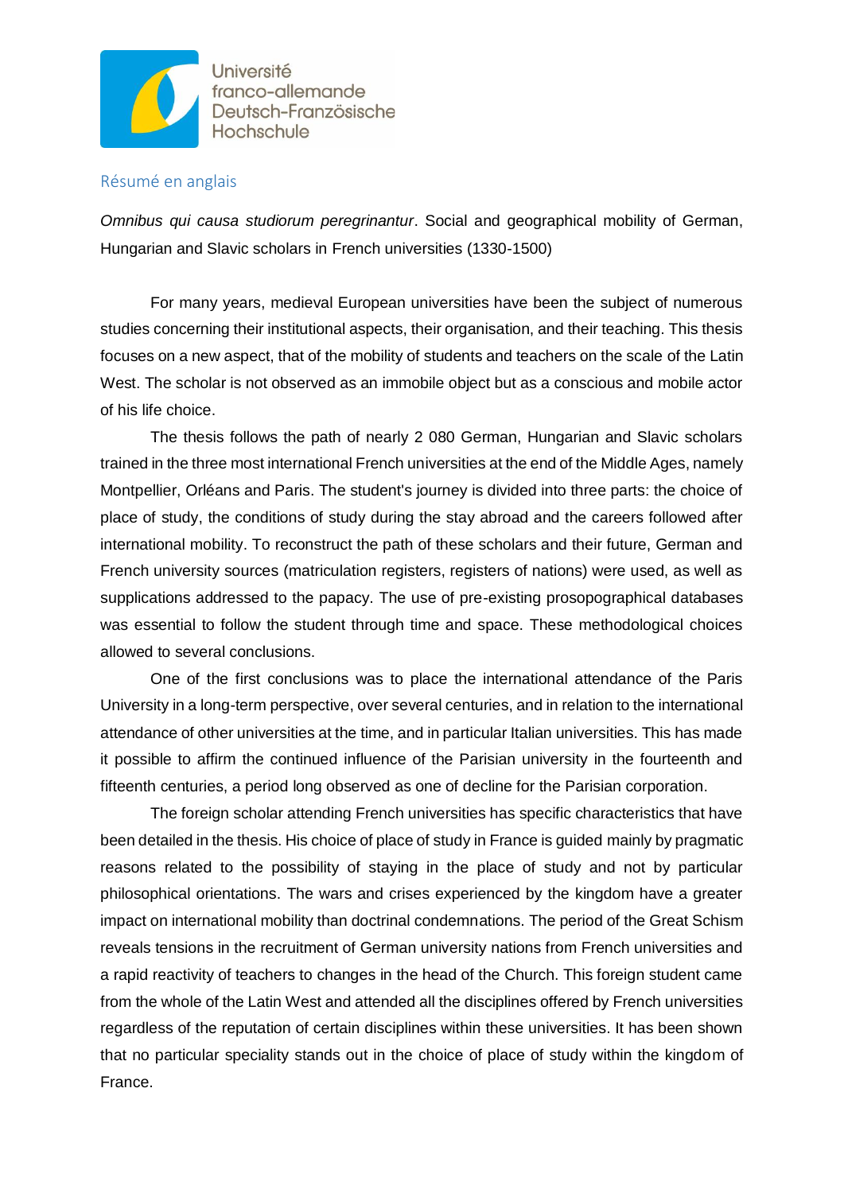Université franco-allemande Deutsch-Französische Hochschule

## Résumé en anglais

*Omnibus qui causa studiorum peregrinantur*. Social and geographical mobility of German, Hungarian and Slavic scholars in French universities (1330-1500)

For many years, medieval European universities have been the subject of numerous studies concerning their institutional aspects, their organisation, and their teaching. This thesis focuses on a new aspect, that of the mobility of students and teachers on the scale of the Latin West. The scholar is not observed as an immobile object but as a conscious and mobile actor of his life choice.

The thesis follows the path of nearly 2 080 German, Hungarian and Slavic scholars trained in the three most international French universities at the end of the Middle Ages, namely Montpellier, Orléans and Paris. The student's journey is divided into three parts: the choice of place of study, the conditions of study during the stay abroad and the careers followed after international mobility. To reconstruct the path of these scholars and their future, German and French university sources (matriculation registers, registers of nations) were used, as well as supplications addressed to the papacy. The use of pre-existing prosopographical databases was essential to follow the student through time and space. These methodological choices allowed to several conclusions.

One of the first conclusions was to place the international attendance of the Paris University in a long-term perspective, over several centuries, and in relation to the international attendance of other universities at the time, and in particular Italian universities. This has made it possible to affirm the continued influence of the Parisian university in the fourteenth and fifteenth centuries, a period long observed as one of decline for the Parisian corporation.

The foreign scholar attending French universities has specific characteristics that have been detailed in the thesis. His choice of place of study in France is guided mainly by pragmatic reasons related to the possibility of staying in the place of study and not by particular philosophical orientations. The wars and crises experienced by the kingdom have a greater impact on international mobility than doctrinal condemnations. The period of the Great Schism reveals tensions in the recruitment of German university nations from French universities and a rapid reactivity of teachers to changes in the head of the Church. This foreign student came from the whole of the Latin West and attended all the disciplines offered by French universities regardless of the reputation of certain disciplines within these universities. It has been shown that no particular speciality stands out in the choice of place of study within the kingdom of France.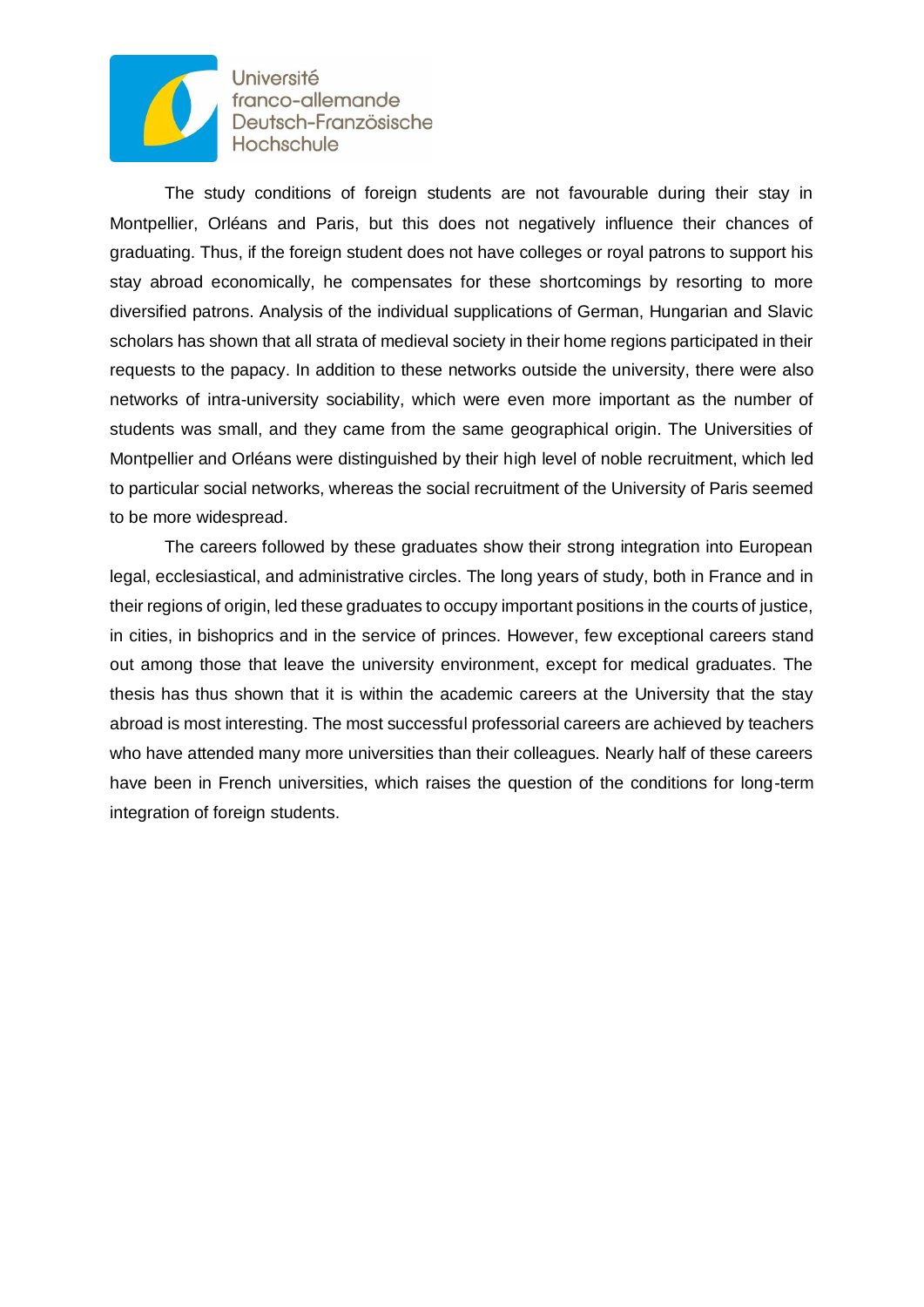The study conditions of foreign students are not favourable during their stay in Montpellier, Orléans and Paris, but this does not negatively influence their chances of graduating. Thus, if the foreign student does not have colleges or royal patrons to support his stay abroad economically, he compensates for these shortcomings by resorting to more diversified patrons. Analysis of the individual supplications of German, Hungarian and Slavic scholars has shown that all strata of medieval society in their home regions participated in their requests to the papacy. In addition to these networks outside the university, there were also networks of intra-university sociability, which were even more important as the number of students was small, and they came from the same geographical origin. The Universities of Montpellier and Orléans were distinguished by their high level of noble recruitment, which led to particular social networks, whereas the social recruitment of the University of Paris seemed to be more widespread.

The careers followed by these graduates show their strong integration into European legal, ecclesiastical, and administrative circles. The long years of study, both in France and in their regions of origin, led these graduates to occupy important positions in the courts of justice, in cities, in bishoprics and in the service of princes. However, few exceptional careers stand out among those that leave the university environment, except for medical graduates. The thesis has thus shown that it is within the academic careers at the University that the stay abroad is most interesting. The most successful professorial careers are achieved by teachers who have attended many more universities than their colleagues. Nearly half of these careers have been in French universities, which raises the question of the conditions for long-term integration of foreign students.